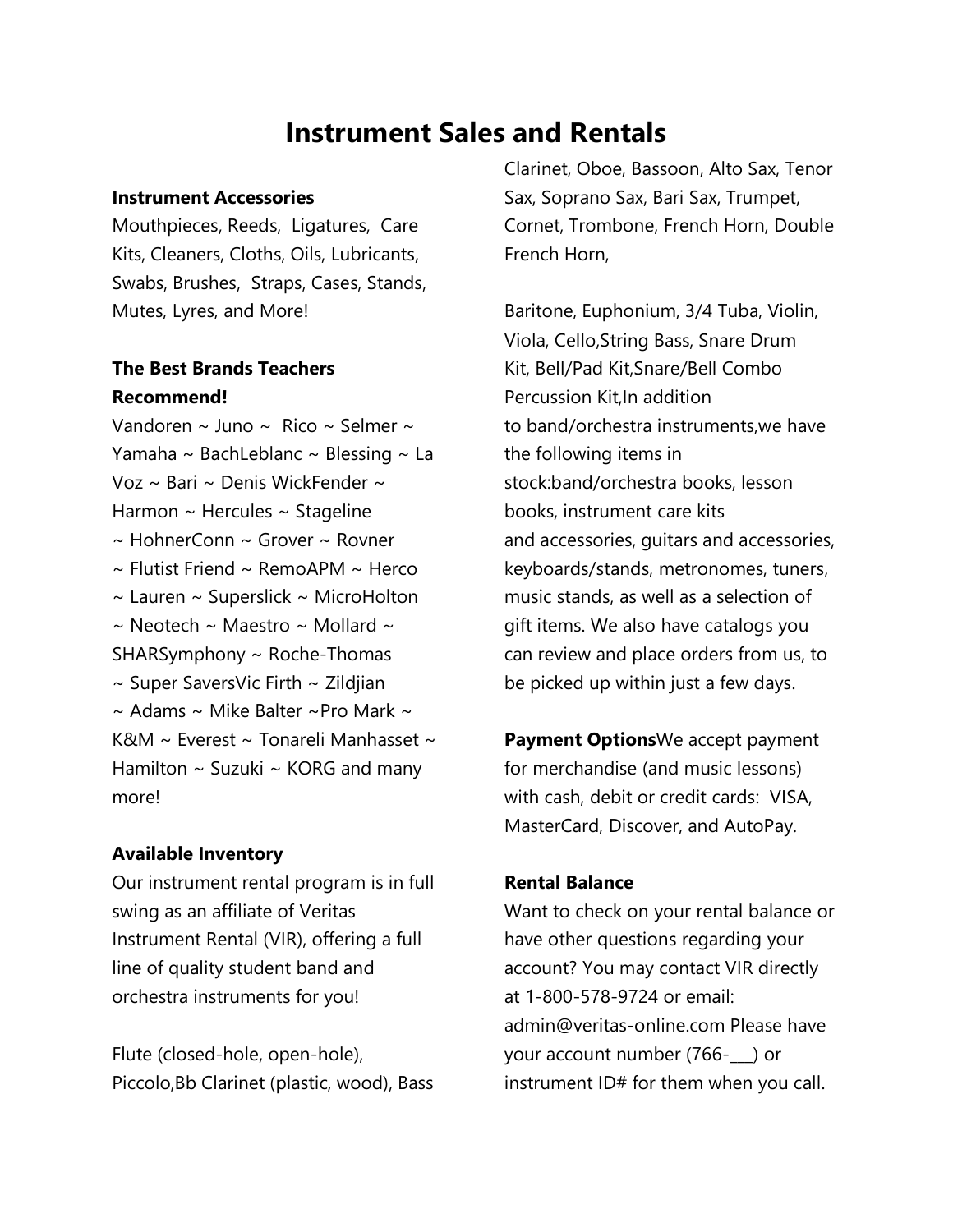# Instrument Sales and Rentals

**Instrument Accessories**

Mouthpieces, Reeds, Ligatures, Care Kits, Cleaners, Cloths, Oils, Lubricants, Swabs, Brushes, Straps, Cases, Stands, Mutes, Lyres, and More!

**The Best Brands Teachers Recommend!**

Vandoren ~ Juno ~ Rico ~ Selmer ~ Yamaha ~ BachLeblanc ~ Blessing ~ La Voz ~ Bari ~ Denis WickFender ~ Harmon ~ Hercules ~ Stageline ~ HohnerConn ~ Grover ~ Rovner ~ Flutist Friend ~ RemoAPM ~ Herco ~ Lauren ~ Superslick ~ MicroHolton ~ Neotech ~ Maestro ~ Mollard ~ SHARSymphony ~ Roche-Thomas ~ Super SaversVic Firth ~ Zildjian ~ Adams ~ Mike Balter ~Pro Mark ~ K&M ~ Everest ~ Tonareli Manhasset ~ Hamilton ~ Suzuki ~ KORG and many more!

**Available Inventory**

Our instrument rental program is in full swing as an affiliate of Veritas Instrument Rental (VIR), offering a full line of quality student band and orchestra instruments for you!

Flute (closed-hole, open-hole), Piccolo,Bb Clarinet (plastic, wood), Bass Clarinet, Oboe, Bassoon, Alto Sax, Tenor Sax, Soprano Sax, Bari Sax, Trumpet, Cornet, Trombone, French Horn, Double French Horn,

Baritone, Euphonium, 3/4 Tuba, Violin, Viola, Cello,String Bass, Snare Drum Kit, Bell/Pad Kit,Snare/Bell Combo Percussion Kit,In addition to band/orchestra instruments,we have the following items in stock:band/orchestra books, lesson books, instrument care kits and accessories, guitars and accessories, keyboards/stands, metronomes, tuners, music stands, as well as a selection of gift items. We also have catalogs you can review and place orders from us, to be picked up within just a few days.

**Payment Options**We accept payment for merchandise (and music lessons) with cash, debit or credit cards: VISA, MasterCard, Discover, and AutoPay.

**Rental Balance**

Want to check on your rental balance or have other questions regarding your account? You may contact VIR directly at 1-800-578-9724 or email: admin@veritas-online.com Please have your account number (766-___) or instrument ID# for them when you call.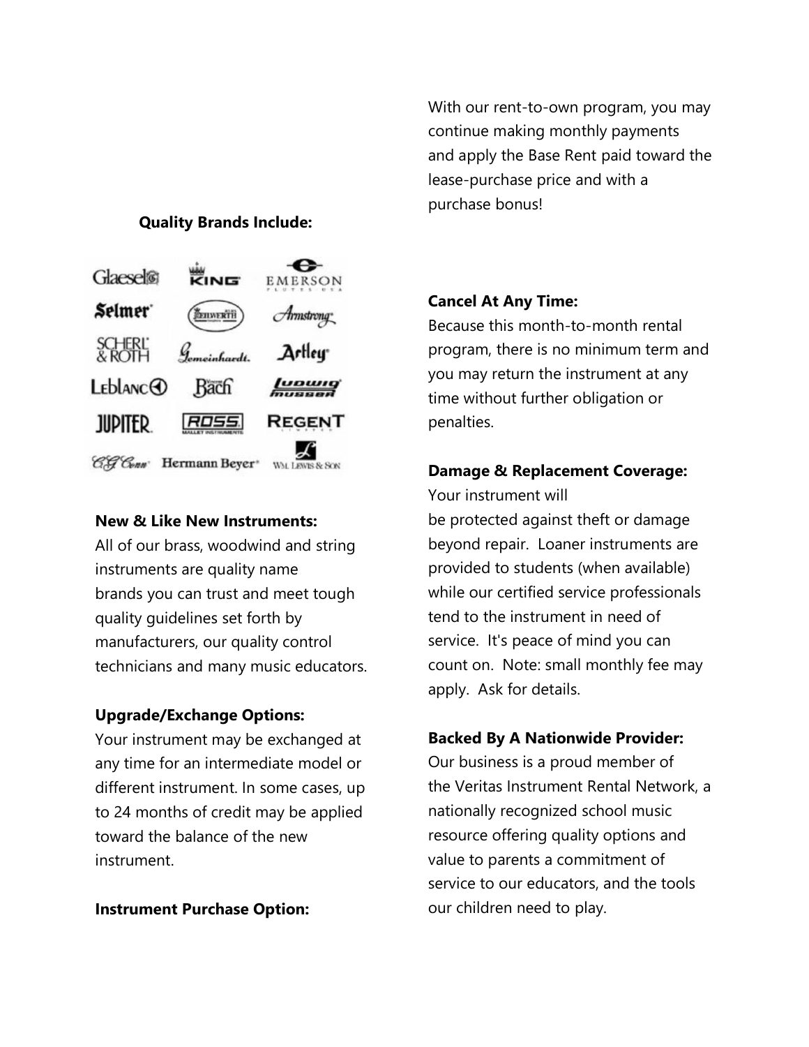**Quality Brands Include:**

**New & Like New Instruments:**
All of our brass, woodwind and string instruments are quality name brands you can trust and meet tough quality guidelines set forth by manufacturers, our quality control technicians and many music educators.

**Upgrade/Exchange Options:**
Your instrument may be exchanged at any time for an intermediate model or different instrument. In some cases, up to 24 months of credit may be applied toward the balance of the new instrument.

**Instrument Purchase Option:**
With our rent-to-own program, you may continue making monthly payments and apply the Base Rent paid toward the lease-purchase price and with a purchase bonus!

**Cancel At Any Time:**
Because this month-to-month rental program, there is no minimum term and you may return the instrument at any time without further obligation or penalties.

**Damage & Replacement Coverage:**
Your instrument will be protected against theft or damage beyond repair. Loaner instruments are provided to students (when available) while our certified service professionals tend to the instrument in need of service. It's peace of mind you can count on. Note: small monthly fee may apply. Ask for details.

**Backed By A Nationwide Provider:**
Our business is a proud member of the Veritas Instrument Rental Network, a nationally recognized school music resource offering quality options and value to parents a commitment of service to our educators, and the tools our children need to play.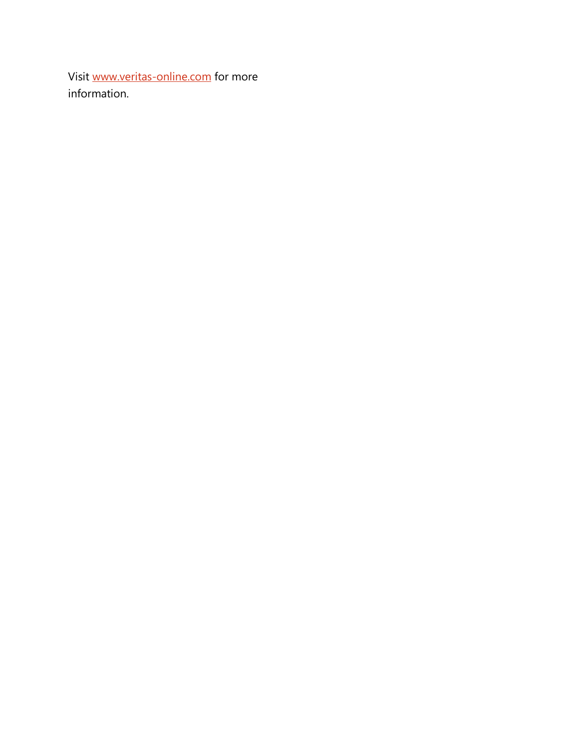Visit [www.veritas-online.com](http://www.veritas-online.com) for more information.